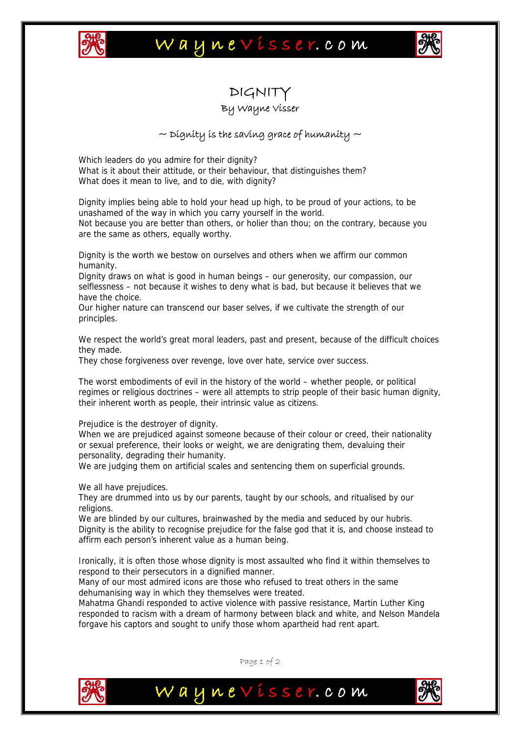# DIGNITY

By Wayne Visser

~ Dignity is the saving grace of humanity ~

Which leaders do you admire for their dignity?
What is it about their attitude, or their behaviour, that distinguishes them?
What does it mean to live, and to die, with dignity?

Dignity implies being able to hold your head up high, to be proud of your actions, to be unashamed of the way in which you carry yourself in the world.
Not because you are better than others, or holier than thou; on the contrary, because you are the same as others, equally worthy.

Dignity is the worth we bestow on ourselves and others when we affirm our common humanity.
Dignity draws on what is good in human beings – our generosity, our compassion, our selflessness – not because it wishes to deny what is bad, but because it believes that we have the choice.
Our higher nature can transcend our baser selves, if we cultivate the strength of our principles.

We respect the world's great moral leaders, past and present, because of the difficult choices they made.
They chose forgiveness over revenge, love over hate, service over success.

The worst embodiments of evil in the history of the world – whether people, or political regimes or religious doctrines – were all attempts to strip people of their basic human dignity, their inherent worth as people, their intrinsic value as citizens.

Prejudice is the destroyer of dignity.
When we are prejudiced against someone because of their colour or creed, their nationality or sexual preference, their looks or weight, we are denigrating them, devaluing their personality, degrading their humanity.
We are judging them on artificial scales and sentencing them on superficial grounds.

We all have prejudices.
They are drummed into us by our parents, taught by our schools, and ritualised by our religions.
We are blinded by our cultures, brainwashed by the media and seduced by our hubris.
Dignity is the ability to recognise prejudice for the false god that it is, and choose instead to affirm each person's inherent value as a human being.

Ironically, it is often those whose dignity is most assaulted who find it within themselves to respond to their persecutors in a dignified manner.
Many of our most admired icons are those who refused to treat others in the same dehumanising way in which they themselves were treated.
Mahatma Ghandi responded to active violence with passive resistance, Martin Luther King responded to racism with a dream of harmony between black and white, and Nelson Mandela forgave his captors and sought to unify those whom apartheid had rent apart.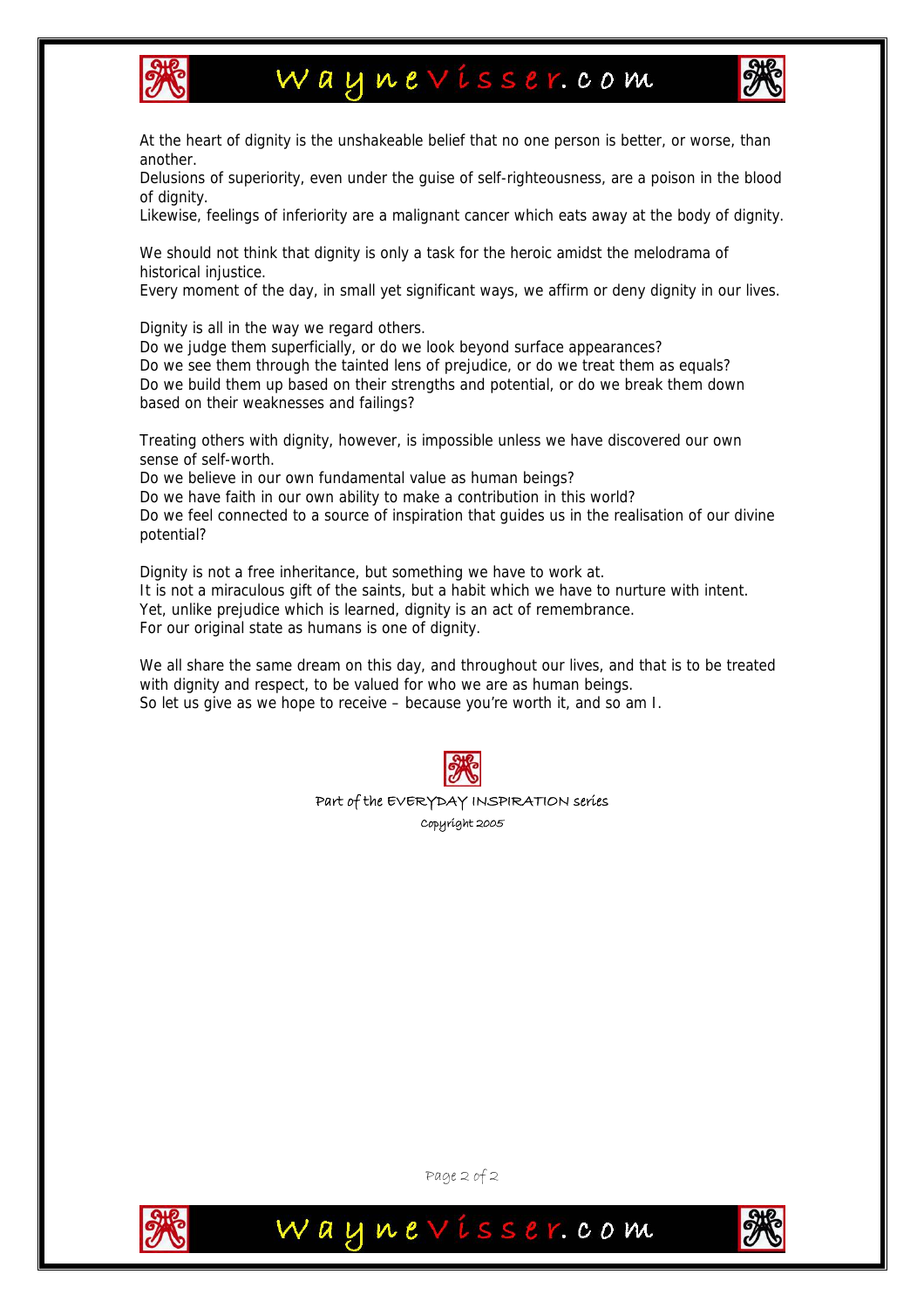At the heart of dignity is the unshakeable belief that no one person is better, or worse, than another.
Delusions of superiority, even under the guise of self-righteousness, are a poison in the blood of dignity.
Likewise, feelings of inferiority are a malignant cancer which eats away at the body of dignity.

We should not think that dignity is only a task for the heroic amidst the melodrama of historical injustice.
Every moment of the day, in small yet significant ways, we affirm or deny dignity in our lives.

Dignity is all in the way we regard others.
Do we judge them superficially, or do we look beyond surface appearances?
Do we see them through the tainted lens of prejudice, or do we treat them as equals?
Do we build them up based on their strengths and potential, or do we break them down based on their weaknesses and failings?

Treating others with dignity, however, is impossible unless we have discovered our own sense of self-worth.
Do we believe in our own fundamental value as human beings?
Do we have faith in our own ability to make a contribution in this world?
Do we feel connected to a source of inspiration that guides us in the realisation of our divine potential?

Dignity is not a free inheritance, but something we have to work at.
It is not a miraculous gift of the saints, but a habit which we have to nurture with intent.
Yet, unlike prejudice which is learned, dignity is an act of remembrance.
For our original state as humans is one of dignity.

We all share the same dream on this day, and throughout our lives, and that is to be treated with dignity and respect, to be valued for who we are as human beings.
So let us give as we hope to receive – because you're worth it, and so am I.

Part of the EVERYDAY INSPIRATION series
Copyright 2005